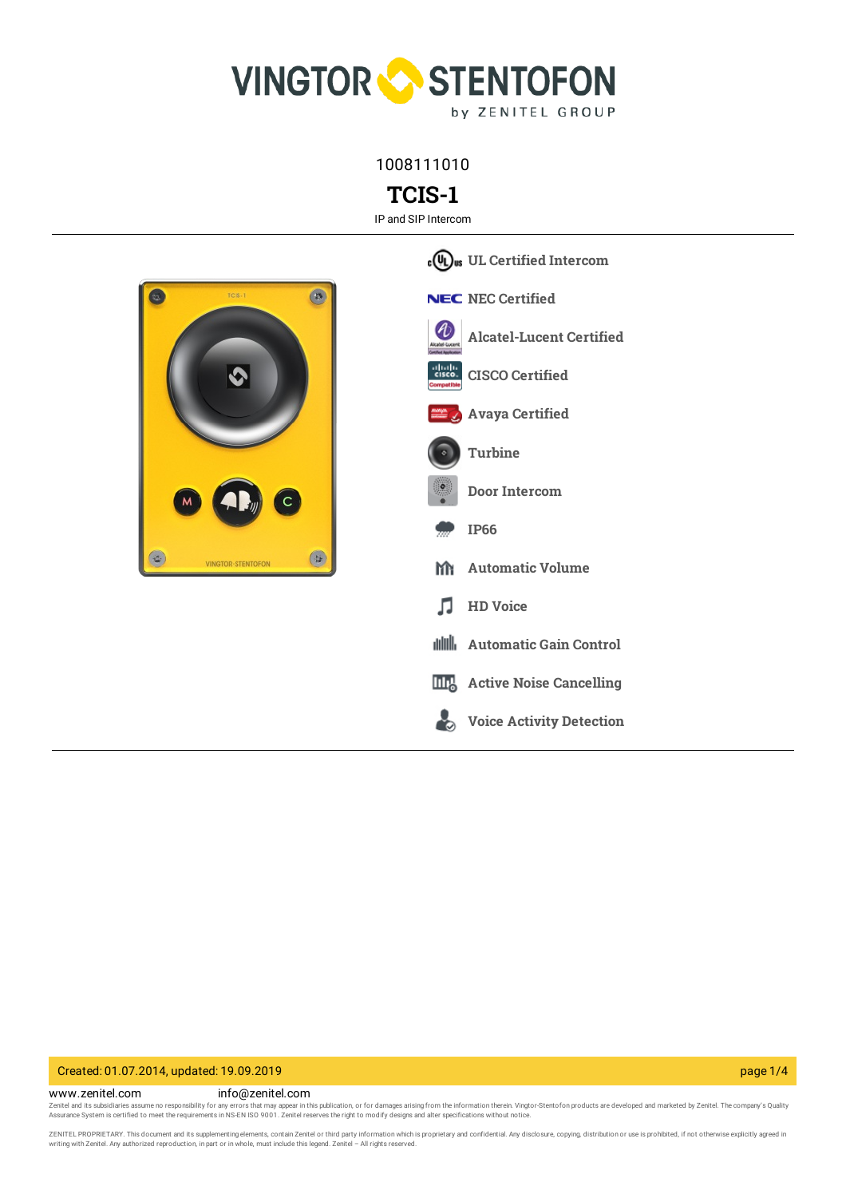1008111010

# TCIS-1

IP and SIP Intercom

- UL Certified Intercom
- NEC Certified
- Alcatel-Lucent Certified
- CISCO Certified
- Avaya Certified
- Turbine
- Door Intercom
- IP66
- Automatic Volume
- HD Voice
- Automatic Gain Control
- Active Noise Cancelling
- Voice Activity Detection

Created: 01.07.2014, updated: 19.09.2019

www.zenitel.com info@zenitel.com

Zenitel and its subsidiaries assume no responsibility for any errors that may appear in this publication, or for damages arising from the information therein. Vingtor-Stentofon products are developed and marketed by Zenitel. The company's Quality Assurance System is certified to meet the requirements in NS-EN ISO 9001. Zenitel reserves the right to modify designs and alter specifications without notice.

ZENITEL PROPRIETARY. This document and its supplementing elements, contain Zenitel or third party information which is proprietary and confidential. Any disclosure, copying, distribution or use is prohibited, if not otherwise explicitly agreed in writing with Zenitel. Any authorized reproduction, in part or in whole, must include this legend. Zenitel – All rights reserved.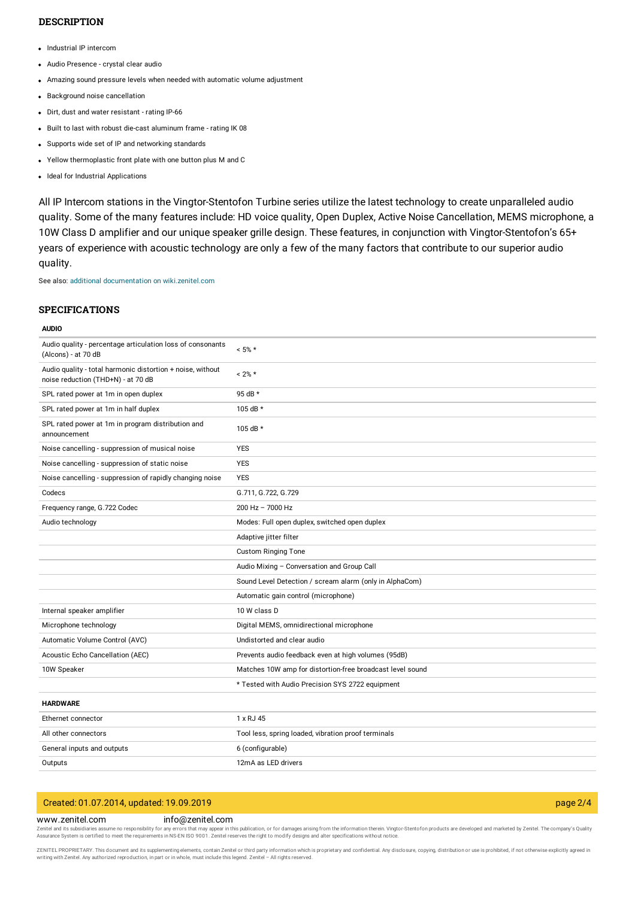## DESCRIPTION

- Industrial IP intercom
- Audio Presence - crystal clear audio
- Amazing sound pressure levels when needed with automatic volume adjustment
- Background noise cancellation
- Dirt, dust and water resistant - rating IP-66
- Built to last with robust die-cast aluminum frame - rating IK 08
- Supports wide set of IP and networking standards
- Yellow thermoplastic front plate with one button plus M and C
- Ideal for Industrial Applications

All IP Intercom stations in the Vingtor-Stentofon Turbine series utilize the latest technology to create unparalleled audio quality. Some of the many features include: HD voice quality, Open Duplex, Active Noise Cancellation, MEMS microphone, a 10W Class D amplifier and our unique speaker grille design. These features, in conjunction with Vingtor-Stentofon's 65+ years of experience with acoustic technology are only a few of the many factors that contribute to our superior audio quality.

See also: additional documentation on wiki.zenitel.com

## SPECIFICATIONS

### AUDIO

| | |
|---|---|
| Audio quality - percentage articulation loss of consonants (Alcons) - at 70 dB | < 5% * |
| Audio quality - total harmonic distortion + noise, without noise reduction (THD+N) - at 70 dB | < 2% * |
| SPL rated power at 1m in open duplex | 95 dB * |
| SPL rated power at 1m in half duplex | 105 dB * |
| SPL rated power at 1m in program distribution and announcement | 105 dB * |
| Noise cancelling - suppression of musical noise | YES |
| Noise cancelling - suppression of static noise | YES |
| Noise cancelling - suppression of rapidly changing noise | YES |
| Codecs | G.711, G.722, G.729 |
| Frequency range, G.722 Codec | 200 Hz – 7000 Hz |
| Audio technology | Modes: Full open duplex, switched open duplex |
| | Adaptive jitter filter |
| | Custom Ringing Tone |
| | Audio Mixing – Conversation and Group Call |
| | Sound Level Detection / scream alarm (only in AlphaCom) |
| | Automatic gain control (microphone) |
| Internal speaker amplifier | 10 W class D |
| Microphone technology | Digital MEMS, omnidirectional microphone |
| Automatic Volume Control (AVC) | Undistorted and clear audio |
| Acoustic Echo Cancellation (AEC) | Prevents audio feedback even at high volumes (95dB) |
| 10W Speaker | Matches 10W amp for distortion-free broadcast level sound |
| | * Tested with Audio Precision SYS 2722 equipment |

### HARDWARE

| | |
|---|---|
| Ethernet connector | 1 x RJ 45 |
| All other connectors | Tool less, spring loaded, vibration proof terminals |
| General inputs and outputs | 6 (configurable) |
| Outputs | 12mA as LED drivers |

Created: 01.07.2014, updated: 19.09.2019

www.zenitel.com info@zenitel.com

Zenitel and its subsidiaries assume no responsibility for any errors that may appear in this publication, or for damages arising from the information therein. Vingtor-Stentofon products are developed and marketed by Zenitel. The company's Quality Assurance System is certified to meet the requirements in NS-EN ISO 9001. Zenitel reserves the right to modify designs and alter specifications without notice.

ZENITEL PROPRIETARY. This document and its supplementing elements, contain Zenitel or third party information which is proprietary and confidential. Any disclosure, copying, distribution or use is prohibited, if not otherwise explicitly agreed in writing with Zenitel. Any authorized reproduction, in part or in whole, must include this legend. Zenitel – All rights reserved.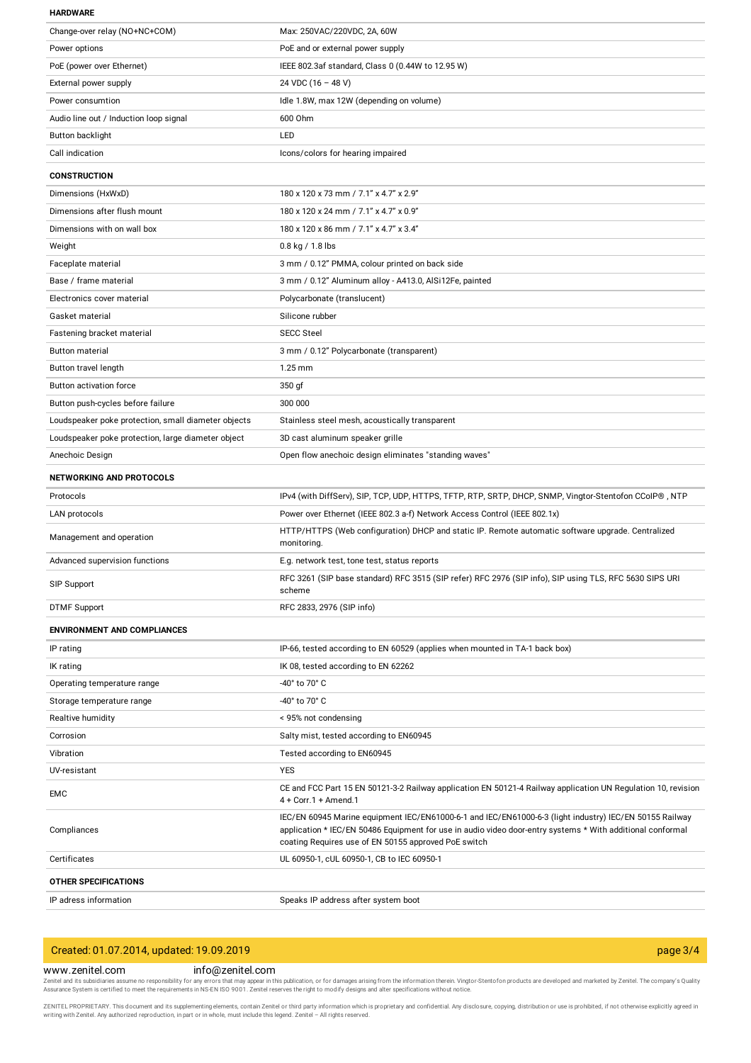### HARDWARE

| | |
|---|---|
| Change-over relay (NO+NC+COM) | Max: 250VAC/220VDC, 2A, 60W |
| Power options | PoE and or external power supply |
| PoE (power over Ethernet) | IEEE 802.3af standard, Class 0 (0.44W to 12.95 W) |
| External power supply | 24 VDC (16 – 48 V) |
| Power consumtion | Idle 1.8W, max 12W (depending on volume) |
| Audio line out / Induction loop signal | 600 Ohm |
| Button backlight | LED |
| Call indication | Icons/colors for hearing impaired |

### CONSTRUCTION

| | |
|---|---|
| Dimensions (HxWxD) | 180 x 120 x 73 mm / 7.1" x 4.7" x 2.9" |
| Dimensions after flush mount | 180 x 120 x 24 mm / 7.1" x 4.7" x 0.9" |
| Dimensions with on wall box | 180 x 120 x 86 mm / 7.1" x 4.7" x 3.4" |
| Weight | 0.8 kg / 1.8 lbs |
| Faceplate material | 3 mm / 0.12" PMMA, colour printed on back side |
| Base / frame material | 3 mm / 0.12" Aluminum alloy - A413.0, AlSi12Fe, painted |
| Electronics cover material | Polycarbonate (translucent) |
| Gasket material | Silicone rubber |
| Fastening bracket material | SECC Steel |
| Button material | 3 mm / 0.12" Polycarbonate (transparent) |
| Button travel length | 1.25 mm |
| Button activation force | 350 gf |
| Button push-cycles before failure | 300 000 |
| Loudspeaker poke protection, small diameter objects | Stainless steel mesh, acoustically transparent |
| Loudspeaker poke protection, large diameter object | 3D cast aluminum speaker grille |
| Anechoic Design | Open flow anechoic design eliminates "standing waves" |

### NETWORKING AND PROTOCOLS

| | |
|---|---|
| Protocols | IPv4 (with DiffServ), SIP, TCP, UDP, HTTPS, TFTP, RTP, SRTP, DHCP, SNMP, Vingtor-Stentofon CCoIP®, NTP |
| LAN protocols | Power over Ethernet (IEEE 802.3 a-f) Network Access Control (IEEE 802.1x) |
| Management and operation | HTTP/HTTPS (Web configuration) DHCP and static IP. Remote automatic software upgrade. Centralized monitoring. |
| Advanced supervision functions | E.g. network test, tone test, status reports |
| SIP Support | RFC 3261 (SIP base standard) RFC 3515 (SIP refer) RFC 2976 (SIP info), SIP using TLS, RFC 5630 SIPS URI scheme |
| DTMF Support | RFC 2833, 2976 (SIP info) |

### ENVIRONMENT AND COMPLIANCES

| | |
|---|---|
| IP rating | IP-66, tested according to EN 60529 (applies when mounted in TA-1 back box) |
| IK rating | IK 08, tested according to EN 62262 |
| Operating temperature range | -40° to 70° C |
| Storage temperature range | -40° to 70° C |
| Realtive humidity | < 95% not condensing |
| Corrosion | Salty mist, tested according to EN60945 |
| Vibration | Tested according to EN60945 |
| UV-resistant | YES |
| EMC | CE and FCC Part 15 EN 50121-3-2 Railway application EN 50121-4 Railway application UN Regulation 10, revision 4 + Corr.1 + Amend.1 |
| Compliances | IEC/EN 60945 Marine equipment IEC/EN61000-6-1 and IEC/EN61000-6-3 (light industry) IEC/EN 50155 Railway application * IEC/EN 50486 Equipment for use in audio video door-entry systems * With additional conformal coating Requires use of EN 50155 approved PoE switch |
| Certificates | UL 60950-1, cUL 60950-1, CB to IEC 60950-1 |

### OTHER SPECIFICATIONS

| | |
|---|---|
| IP adress information | Speaks IP address after system boot |

Created: 01.07.2014, updated: 19.09.2019

www.zenitel.com info@zenitel.com

Zenitel and its subsidiaries assume no responsibility for any errors that may appear in this publication, or for damages arising from the information therein. Vingtor-Stentofon products are developed and marketed by Zenitel. The company's Quality Assurance System is certified to meet the requirements in NS-EN ISO 9001. Zenitel reserves the right to modify designs and alter specifications without notice.

ZENITEL PROPRIETARY. This document and its supplementing elements, contain Zenitel or third party information which is proprietary and confidential. Any disclosure, copying, distribution or use is prohibited, if not otherwise explicitly agreed in writing with Zenitel. Any authorized reproduction, in part or in whole, must include this legend. Zenitel – All rights reserved.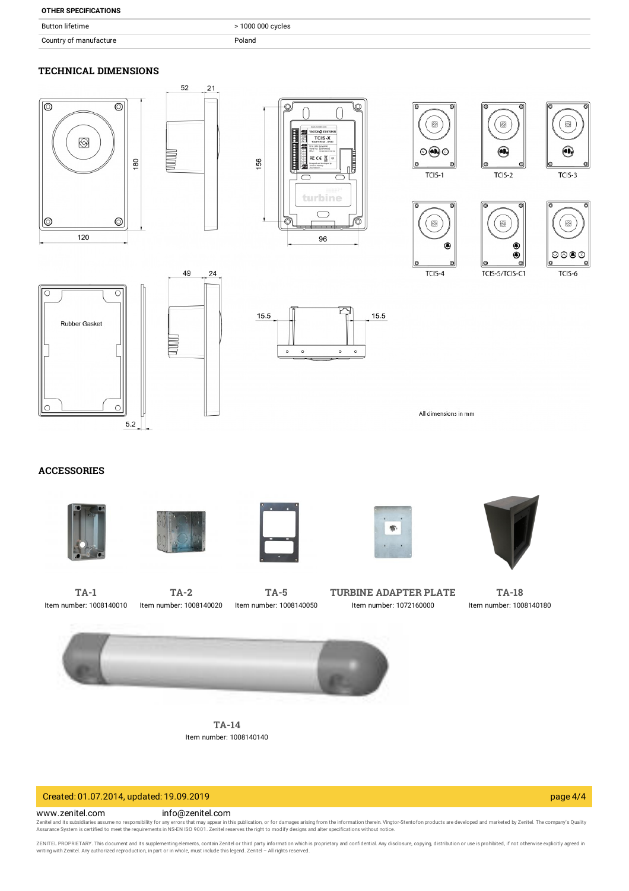| OTHER SPECIFICATIONS | |
|---|---|
| Button lifetime | > 1000 000 cycles |
| Country of manufacture | Poland |

## TECHNICAL DIMENSIONS

52
21
180
120
156
96
TCIS-1
TCIS-2
TCIS-3
TCIS-4
TCIS-5/TCIS-C1
TCIS-6
49
24
Rubber Gasket
15.5
15.5
5.2

All dimensions in mm

## ACCESSORIES

**TA-1**
Item number: 1008140010

**TA-2**
Item number: 1008140020

**TA-5**
Item number: 1008140050

**TURBINE ADAPTER PLATE**
Item number: 1072160000

**TA-18**
Item number: 1008140180

**TA-14**
Item number: 1008140140

Created: 01.07.2014, updated: 19.09.2019

www.zenitel.com info@zenitel.com

Zenitel and its subsidiaries assume no responsibility for any errors that may appear in this publication, or for damages arising from the information therein. Vingtor-Stentofon products are developed and marketed by Zenitel. The company's Quality Assurance System is certified to meet the requirements in NS-EN ISO 9001. Zenitel reserves the right to modify designs and alter specifications without notice.

ZENITEL PROPRIETARY. This document and its supplementing elements, contain Zenitel or third party information which is proprietary and confidential. Any disclosure, copying, distribution or use is prohibited, if not otherwise explicitly agreed in writing with Zenitel. Any authorized reproduction, in part or in whole, must include this legend. Zenitel – All rights reserved.